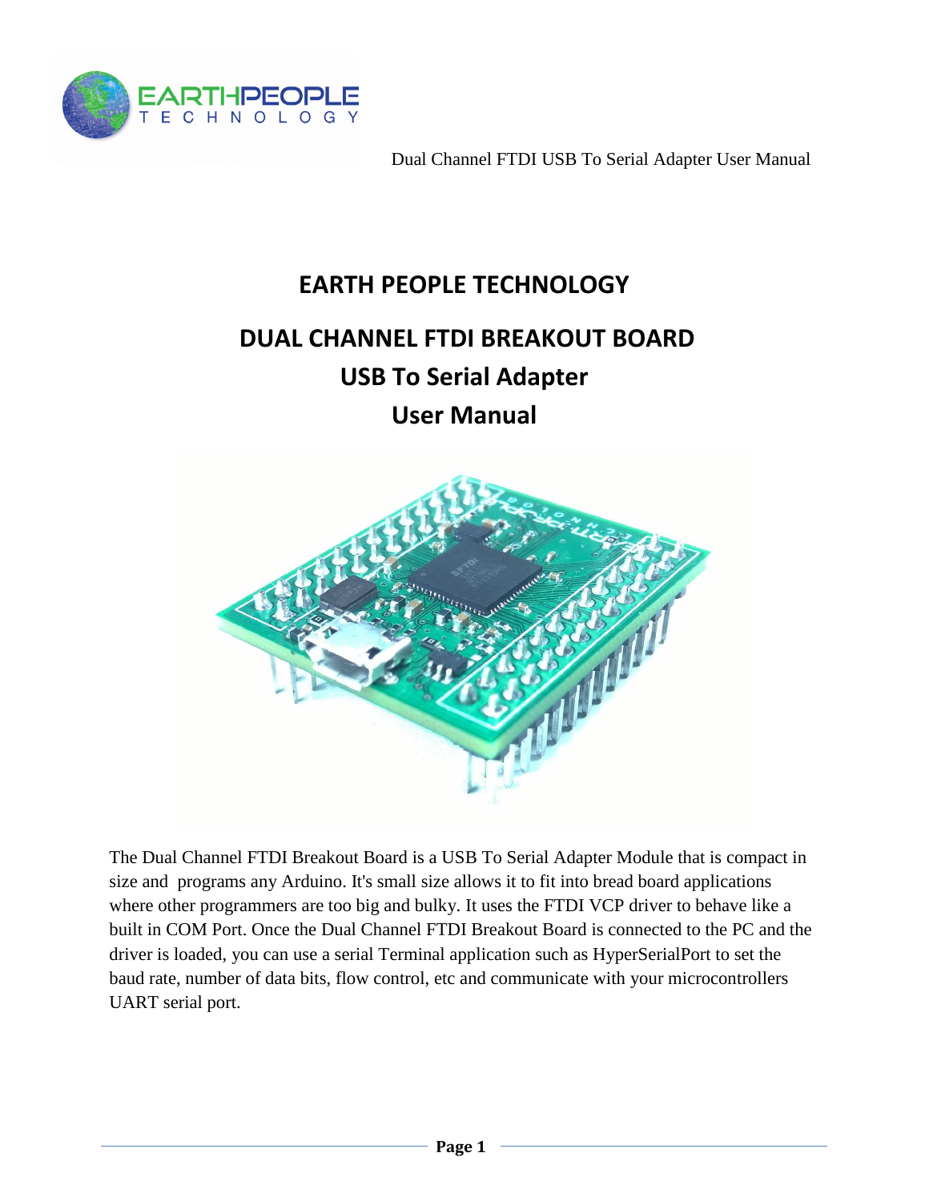# EARTH PEOPLE TECHNOLOGY

# DUAL CHANNEL FTDI BREAKOUT BOARD

## USB To Serial Adapter

## User Manual

The Dual Channel FTDI Breakout Board is a USB To Serial Adapter Module that is compact in size and programs any Arduino. It's small size allows it to fit into bread board applications where other programmers are too big and bulky. It uses the FTDI VCP driver to behave like a built in COM Port. Once the Dual Channel FTDI Breakout Board is connected to the PC and the driver is loaded, you can use a serial Terminal application such as HyperSerialPort to set the baud rate, number of data bits, flow control, etc and communicate with your microcontrollers UART serial port.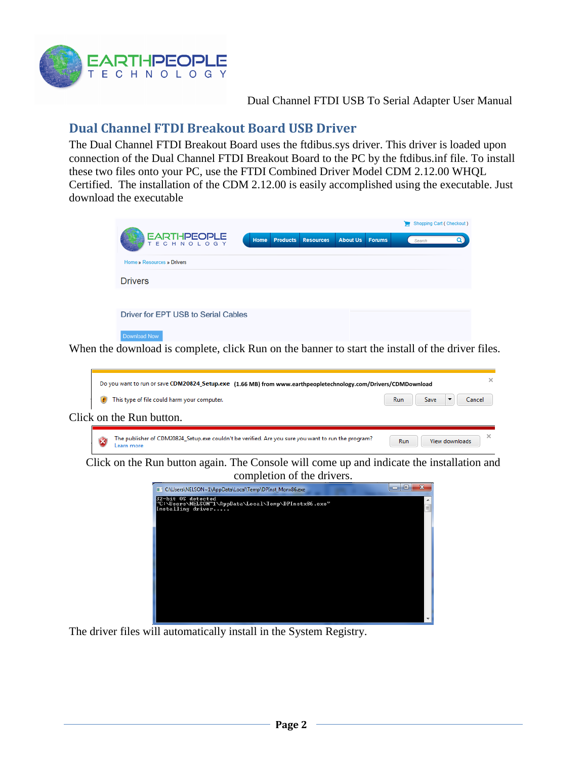## Dual Channel FTDI Breakout Board USB Driver

The Dual Channel FTDI Breakout Board uses the ftdibus.sys driver. This driver is loaded upon connection of the Dual Channel FTDI Breakout Board to the PC by the ftdibus.inf file. To install these two files onto your PC, use the FTDI Combined Driver Model CDM 2.12.00 WHQL Certified. The installation of the CDM 2.12.00 is easily accomplished using the executable. Just download the executable

When the download is complete, click Run on the banner to start the install of the driver files.

Click on the Run button.

Click on the Run button again. The Console will come up and indicate the installation and completion of the drivers.

The driver files will automatically install in the System Registry.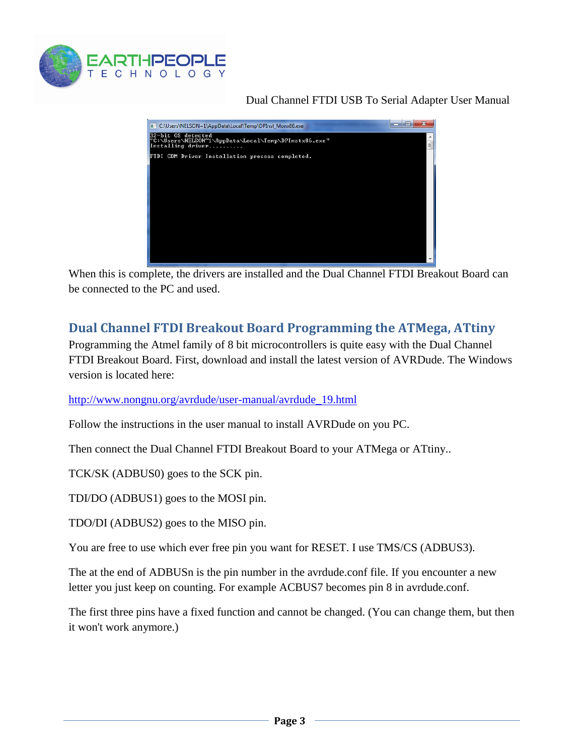When this is complete, the drivers are installed and the Dual Channel FTDI Breakout Board can be connected to the PC and used.

## Dual Channel FTDI Breakout Board Programming the ATMega, ATtiny

Programming the Atmel family of 8 bit microcontrollers is quite easy with the Dual Channel FTDI Breakout Board. First, download and install the latest version of AVRDude. The Windows version is located here:

http://www.nongnu.org/avrdude/user-manual/avrdude_19.html

Follow the instructions in the user manual to install AVRDude on you PC.

Then connect the Dual Channel FTDI Breakout Board to your ATMega or ATtiny..

TCK/SK (ADBUS0) goes to the SCK pin.

TDI/DO (ADBUS1) goes to the MOSI pin.

TDO/DI (ADBUS2) goes to the MISO pin.

You are free to use which ever free pin you want for RESET. I use TMS/CS (ADBUS3).

The at the end of ADBUSn is the pin number in the avrdude.conf file. If you encounter a new letter you just keep on counting. For example ACBUS7 becomes pin 8 in avrdude.conf.

The first three pins have a fixed function and cannot be changed. (You can change them, but then it won't work anymore.)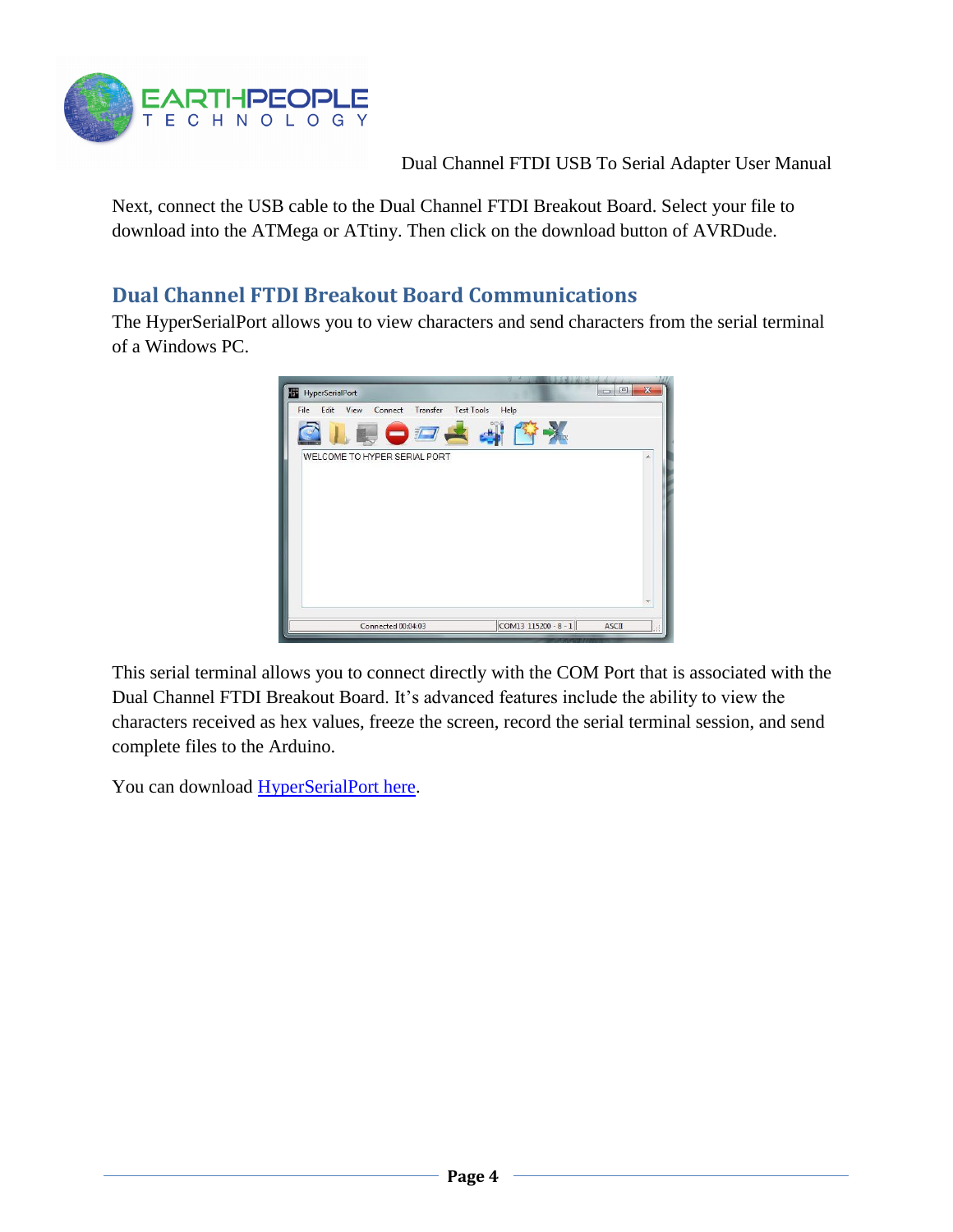Next, connect the USB cable to the Dual Channel FTDI Breakout Board. Select your file to download into the ATMega or ATtiny. Then click on the download button of AVRDude.

## Dual Channel FTDI Breakout Board Communications

The HyperSerialPort allows you to view characters and send characters from the serial terminal of a Windows PC.

This serial terminal allows you to connect directly with the COM Port that is associated with the Dual Channel FTDI Breakout Board. It's advanced features include the ability to view the characters received as hex values, freeze the screen, record the serial terminal session, and send complete files to the Arduino.

You can download HyperSerialPort here.